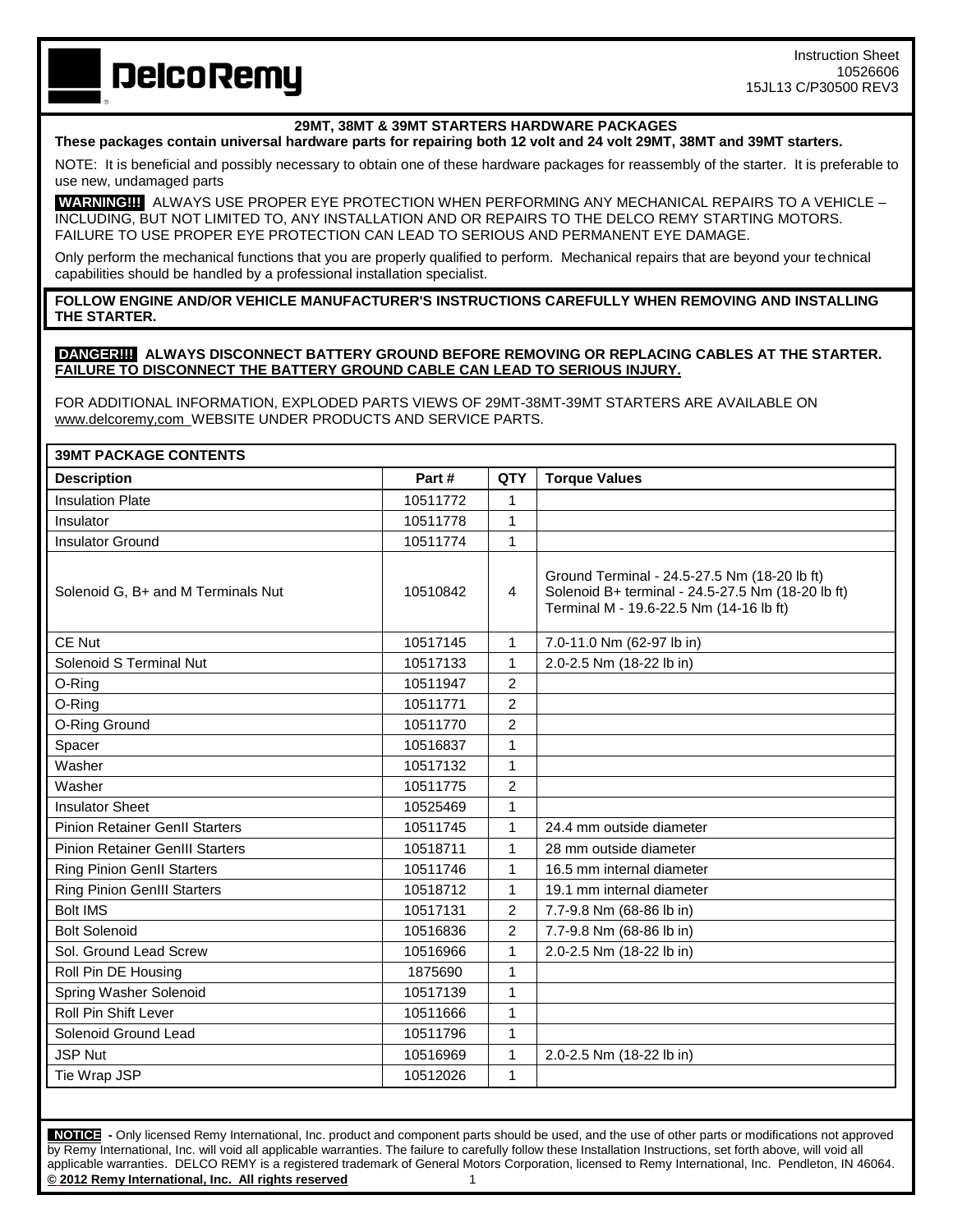DelcoRemy

Instruction Sheet
10526606
15JL13 C/P30500 REV3

## 29MT, 38MT & 39MT STARTERS HARDWARE PACKAGES

**These packages contain universal hardware parts for repairing both 12 volt and 24 volt 29MT, 38MT and 39MT starters.**

NOTE: It is beneficial and possibly necessary to obtain one of these hardware packages for reassembly of the starter. It is preferable to use new, undamaged parts

**WARNING!!!** ALWAYS USE PROPER EYE PROTECTION WHEN PERFORMING ANY MECHANICAL REPAIRS TO A VEHICLE – INCLUDING, BUT NOT LIMITED TO, ANY INSTALLATION AND OR REPAIRS TO THE DELCO REMY STARTING MOTORS. FAILURE TO USE PROPER EYE PROTECTION CAN LEAD TO SERIOUS AND PERMANENT EYE DAMAGE.

Only perform the mechanical functions that you are properly qualified to perform. Mechanical repairs that are beyond your technical capabilities should be handled by a professional installation specialist.

**FOLLOW ENGINE AND/OR VEHICLE MANUFACTURER'S INSTRUCTIONS CAREFULLY WHEN REMOVING AND INSTALLING THE STARTER.**

**DANGER!!! ALWAYS DISCONNECT BATTERY GROUND BEFORE REMOVING OR REPLACING CABLES AT THE STARTER. FAILURE TO DISCONNECT THE BATTERY GROUND CABLE CAN LEAD TO SERIOUS INJURY.**

FOR ADDITIONAL INFORMATION, EXPLODED PARTS VIEWS OF 29MT-38MT-39MT STARTERS ARE AVAILABLE ON www.delcoremy,com WEBSITE UNDER PRODUCTS AND SERVICE PARTS.

| **39MT PACKAGE CONTENTS** | | | |
|---|---|---|---|
| **Description** | **Part #** | **QTY** | **Torque Values** |
| Insulation Plate | 10511772 | 1 | |
| Insulator | 10511778 | 1 | |
| Insulator Ground | 10511774 | 1 | |
| Solenoid G, B+ and M Terminals Nut | 10510842 | 4 | Ground Terminal - 24.5-27.5 Nm (18-20 lb ft)<br>Solenoid B+ terminal - 24.5-27.5 Nm (18-20 lb ft)<br>Terminal M - 19.6-22.5 Nm (14-16 lb ft) |
| CE Nut | 10517145 | 1 | 7.0-11.0 Nm (62-97 lb in) |
| Solenoid S Terminal Nut | 10517133 | 1 | 2.0-2.5 Nm (18-22 lb in) |
| O-Ring | 10511947 | 2 | |
| O-Ring | 10511771 | 2 | |
| O-Ring Ground | 10511770 | 2 | |
| Spacer | 10516837 | 1 | |
| Washer | 10517132 | 1 | |
| Washer | 10511775 | 2 | |
| Insulator Sheet | 10525469 | 1 | |
| Pinion Retainer GenII Starters | 10511745 | 1 | 24.4 mm outside diameter |
| Pinion Retainer GenIII Starters | 10518711 | 1 | 28 mm outside diameter |
| Ring Pinion GenII Starters | 10511746 | 1 | 16.5 mm internal diameter |
| Ring Pinion GenIII Starters | 10518712 | 1 | 19.1 mm internal diameter |
| Bolt IMS | 10517131 | 2 | 7.7-9.8 Nm (68-86 lb in) |
| Bolt Solenoid | 10516836 | 2 | 7.7-9.8 Nm (68-86 lb in) |
| Sol. Ground Lead Screw | 10516966 | 1 | 2.0-2.5 Nm (18-22 lb in) |
| Roll Pin DE Housing | 1875690 | 1 | |
| Spring Washer Solenoid | 10517139 | 1 | |
| Roll Pin Shift Lever | 10511666 | 1 | |
| Solenoid Ground Lead | 10511796 | 1 | |
| JSP Nut | 10516969 | 1 | 2.0-2.5 Nm (18-22 lb in) |
| Tie Wrap JSP | 10512026 | 1 | |

**NOTICE** - Only licensed Remy International, Inc. product and component parts should be used, and the use of other parts or modifications not approved by Remy International, Inc. will void all applicable warranties. The failure to carefully follow these Installation Instructions, set forth above, will void all applicable warranties. DELCO REMY is a registered trademark of General Motors Corporation, licensed to Remy International, Inc. Pendleton, IN 46064.
**© 2012 Remy International, Inc. All rights reserved**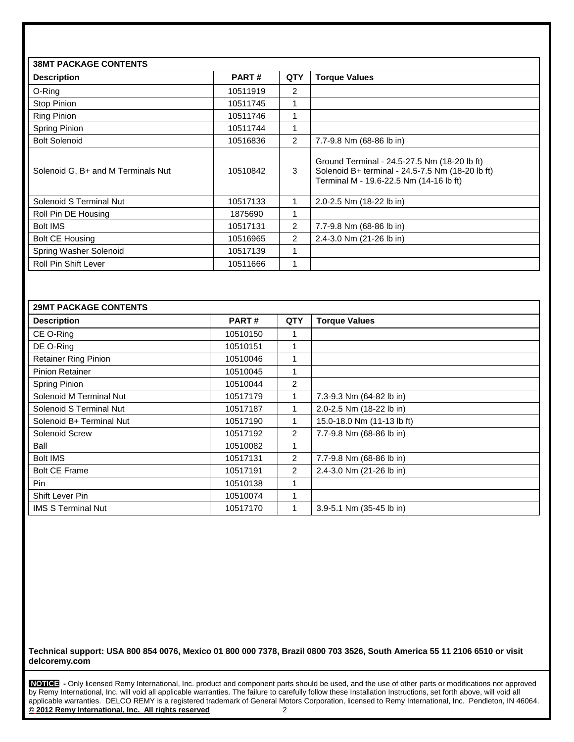| 38MT PACKAGE CONTENTS | | | |
|---|---|---|---|
| **Description** | **PART #** | **QTY** | **Torque Values** |
| O-Ring | 10511919 | 2 | |
| Stop Pinion | 10511745 | 1 | |
| Ring Pinion | 10511746 | 1 | |
| Spring Pinion | 10511744 | 1 | |
| Bolt Solenoid | 10516836 | 2 | 7.7-9.8 Nm (68-86 lb in) |
| Solenoid G, B+ and M Terminals Nut | 10510842 | 3 | Ground Terminal - 24.5-27.5 Nm (18-20 lb ft)<br>Solenoid B+ terminal - 24.5-7.5 Nm (18-20 lb ft)<br>Terminal M - 19.6-22.5 Nm (14-16 lb ft) |
| Solenoid S Terminal Nut | 10517133 | 1 | 2.0-2.5 Nm (18-22 lb in) |
| Roll Pin DE Housing | 1875690 | 1 | |
| Bolt IMS | 10517131 | 2 | 7.7-9.8 Nm (68-86 lb in) |
| Bolt CE Housing | 10516965 | 2 | 2.4-3.0 Nm (21-26 lb in) |
| Spring Washer Solenoid | 10517139 | 1 | |
| Roll Pin Shift Lever | 10511666 | 1 | |

| 29MT PACKAGE CONTENTS | | | |
|---|---|---|---|
| **Description** | **PART #** | **QTY** | **Torque Values** |
| CE O-Ring | 10510150 | 1 | |
| DE O-Ring | 10510151 | 1 | |
| Retainer Ring Pinion | 10510046 | 1 | |
| Pinion Retainer | 10510045 | 1 | |
| Spring Pinion | 10510044 | 2 | |
| Solenoid M Terminal Nut | 10517179 | 1 | 7.3-9.3 Nm (64-82 lb in) |
| Solenoid S Terminal Nut | 10517187 | 1 | 2.0-2.5 Nm (18-22 lb in) |
| Solenoid B+ Terminal Nut | 10517190 | 1 | 15.0-18.0 Nm (11-13 lb ft) |
| Solenoid Screw | 10517192 | 2 | 7.7-9.8 Nm (68-86 lb in) |
| Ball | 10510082 | 1 | |
| Bolt IMS | 10517131 | 2 | 7.7-9.8 Nm (68-86 lb in) |
| Bolt CE Frame | 10517191 | 2 | 2.4-3.0 Nm (21-26 lb in) |
| Pin | 10510138 | 1 | |
| Shift Lever Pin | 10510074 | 1 | |
| IMS S Terminal Nut | 10517170 | 1 | 3.9-5.1 Nm (35-45 lb in) |

**Technical support: USA 800 854 0076, Mexico 01 800 000 7378, Brazil 0800 703 3526, South America 55 11 2106 6510 or visit delcoremy.com**

**NOTICE** - Only licensed Remy International, Inc. product and component parts should be used, and the use of other parts or modifications not approved by Remy International, Inc. will void all applicable warranties. The failure to carefully follow these Installation Instructions, set forth above, will void all applicable warranties. DELCO REMY is a registered trademark of General Motors Corporation, licensed to Remy International, Inc. Pendleton, IN 46064.
**© 2012 Remy International, Inc. All rights reserved**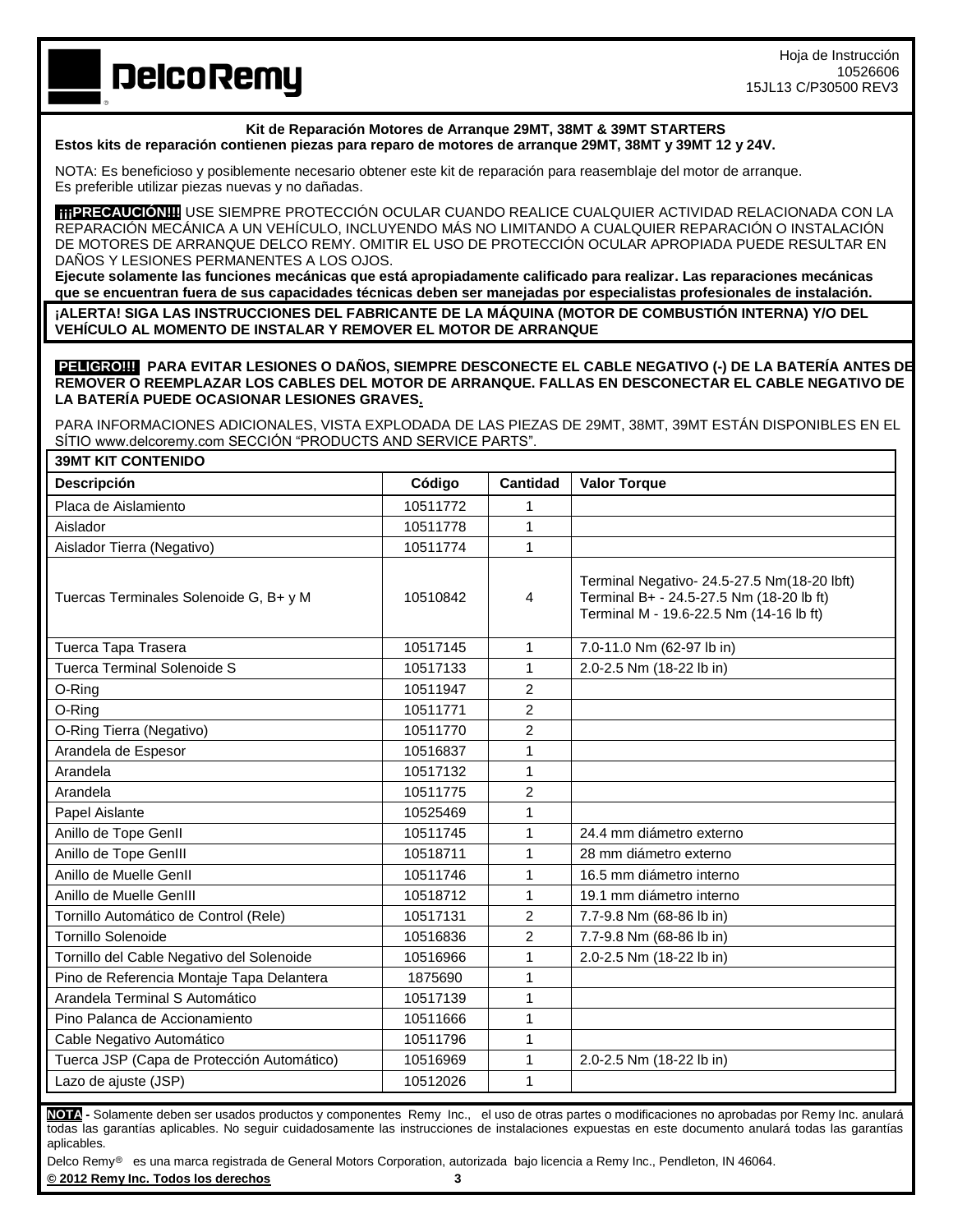Hoja de Instrucción
10526606
15JL13 C/P30500 REV3

**Kit de Reparación Motores de Arranque 29MT, 38MT & 39MT STARTERS**
**Estos kits de reparación contienen piezas para reparo de motores de arranque 29MT, 38MT y 39MT 12 y 24V.**

NOTA: Es beneficioso y posiblemente necesario obtener este kit de reparación para reasemblaje del motor de arranque. Es preferible utilizar piezas nuevas y no dañadas.

**¡¡¡PRECAUCIÓN!!!** USE SIEMPRE PROTECCIÓN OCULAR CUANDO REALICE CUALQUIER ACTIVIDAD RELACIONADA CON LA REPARACIÓN MECÁNICA A UN VEHÍCULO, INCLUYENDO MÁS NO LIMITANDO A CUALQUIER REPARACIÓN O INSTALACIÓN DE MOTORES DE ARRANQUE DELCO REMY. OMITIR EL USO DE PROTECCIÓN OCULAR APROPIADA PUEDE RESULTAR EN DAÑOS Y LESIONES PERMANENTES A LOS OJOS.
**Ejecute solamente las funciones mecánicas que está apropiadamente calificado para realizar. Las reparaciones mecánicas que se encuentran fuera de sus capacidades técnicas deben ser manejadas por especialistas profesionales de instalación.**

**¡ALERTA! SIGA LAS INSTRUCCIONES DEL FABRICANTE DE LA MÁQUINA (MOTOR DE COMBUSTIÓN INTERNA) Y/O DEL VEHÍCULO AL MOMENTO DE INSTALAR Y REMOVER EL MOTOR DE ARRANQUE**

**PELIGRO!!! PARA EVITAR LESIONES O DAÑOS, SIEMPRE DESCONECTE EL CABLE NEGATIVO (-) DE LA BATERÍA ANTES DE REMOVER O REEMPLAZAR LOS CABLES DEL MOTOR DE ARRANQUE. FALLAS EN DESCONECTAR EL CABLE NEGATIVO DE LA BATERÍA PUEDE OCASIONAR LESIONES GRAVES.**

PARA INFORMACIONES ADICIONALES, VISTA EXPLODADA DE LAS PIEZAS DE 29MT, 38MT, 39MT ESTÁN DISPONIBLES EN EL SÍTIO www.delcoremy.com SECCIÓN "PRODUCTS AND SERVICE PARTS".

| **39MT KIT CONTENIDO** | | | |
|---|---|---|---|
| **Descripción** | **Código** | **Cantidad** | **Valor Torque** |
| Placa de Aislamiento | 10511772 | 1 | |
| Aislador | 10511778 | 1 | |
| Aislador Tierra (Negativo) | 10511774 | 1 | |
| Tuercas Terminales Solenoide G, B+ y M | 10510842 | 4 | Terminal Negativo- 24.5-27.5 Nm(18-20 lbft)<br>Terminal B+ - 24.5-27.5 Nm (18-20 lb ft)<br>Terminal M - 19.6-22.5 Nm (14-16 lb ft) |
| Tuerca Tapa Trasera | 10517145 | 1 | 7.0-11.0 Nm (62-97 lb in) |
| Tuerca Terminal Solenoide S | 10517133 | 1 | 2.0-2.5 Nm (18-22 lb in) |
| O-Ring | 10511947 | 2 | |
| O-Ring | 10511771 | 2 | |
| O-Ring Tierra (Negativo) | 10511770 | 2 | |
| Arandela de Espesor | 10516837 | 1 | |
| Arandela | 10517132 | 1 | |
| Arandela | 10511775 | 2 | |
| Papel Aislante | 10525469 | 1 | |
| Anillo de Tope GenII | 10511745 | 1 | 24.4 mm diámetro externo |
| Anillo de Tope GenIII | 10518711 | 1 | 28 mm diámetro externo |
| Anillo de Muelle GenII | 10511746 | 1 | 16.5 mm diámetro interno |
| Anillo de Muelle GenIII | 10518712 | 1 | 19.1 mm diámetro interno |
| Tornillo Automático de Control (Rele) | 10517131 | 2 | 7.7-9.8 Nm (68-86 lb in) |
| Tornillo Solenoide | 10516836 | 2 | 7.7-9.8 Nm (68-86 lb in) |
| Tornillo del Cable Negativo del Solenoide | 10516966 | 1 | 2.0-2.5 Nm (18-22 lb in) |
| Pino de Referencia Montaje Tapa Delantera | 1875690 | 1 | |
| Arandela Terminal S Automático | 10517139 | 1 | |
| Pino Palanca de Accionamiento | 10511666 | 1 | |
| Cable Negativo Automático | 10511796 | 1 | |
| Tuerca JSP (Capa de Protección Automático) | 10516969 | 1 | 2.0-2.5 Nm (18-22 lb in) |
| Lazo de ajuste (JSP) | 10512026 | 1 | |

**NOTA** - Solamente deben ser usados productos y componentes Remy Inc., el uso de otras partes o modificaciones no aprobadas por Remy Inc. anulará todas las garantías aplicables. No seguir cuidadosamente las instrucciones de instalaciones expuestas en este documento anulará todas las garantías aplicables.

Delco Remy® es una marca registrada de General Motors Corporation, autorizada bajo licencia a Remy Inc., Pendleton, IN 46064.

**© 2012 Remy Inc. Todos los derechos**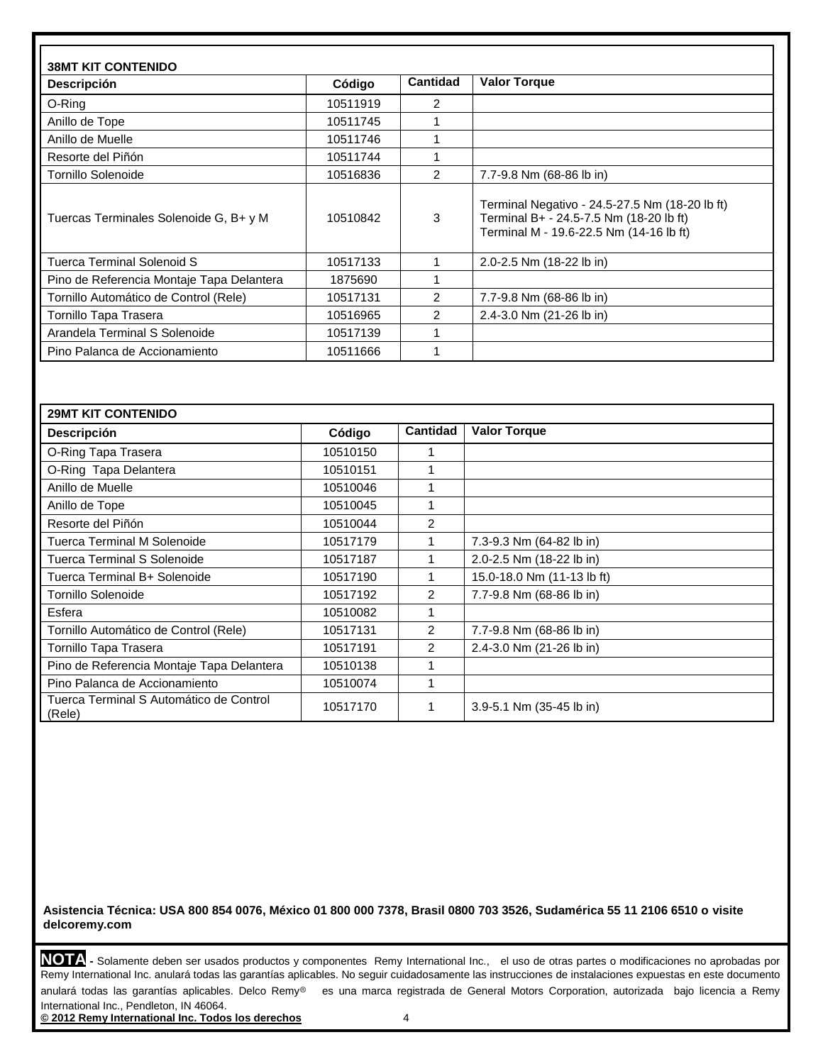| 38MT KIT CONTENIDO | | | |
|---|---|---|---|
| **Descripción** | **Código** | **Cantidad** | **Valor Torque** |
| O-Ring | 10511919 | 2 | |
| Anillo de Tope | 10511745 | 1 | |
| Anillo de Muelle | 10511746 | 1 | |
| Resorte del Piñón | 10511744 | 1 | |
| Tornillo Solenoide | 10516836 | 2 | 7.7-9.8 Nm (68-86 lb in) |
| Tuercas Terminales Solenoide G, B+ y M | 10510842 | 3 | Terminal Negativo - 24.5-27.5 Nm (18-20 lb ft)<br>Terminal B+ - 24.5-7.5 Nm (18-20 lb ft)<br>Terminal M - 19.6-22.5 Nm (14-16 lb ft) |
| Tuerca Terminal Solenoid S | 10517133 | 1 | 2.0-2.5 Nm (18-22 lb in) |
| Pino de Referencia Montaje Tapa Delantera | 1875690 | 1 | |
| Tornillo Automático de Control (Rele) | 10517131 | 2 | 7.7-9.8 Nm (68-86 lb in) |
| Tornillo Tapa Trasera | 10516965 | 2 | 2.4-3.0 Nm (21-26 lb in) |
| Arandela Terminal S Solenoide | 10517139 | 1 | |
| Pino Palanca de Accionamiento | 10511666 | 1 | |

| 29MT KIT CONTENIDO | | | |
|---|---|---|---|
| **Descripción** | **Código** | **Cantidad** | **Valor Torque** |
| O-Ring Tapa Trasera | 10510150 | 1 | |
| O-Ring Tapa Delantera | 10510151 | 1 | |
| Anillo de Muelle | 10510046 | 1 | |
| Anillo de Tope | 10510045 | 1 | |
| Resorte del Piñón | 10510044 | 2 | |
| Tuerca Terminal M Solenoide | 10517179 | 1 | 7.3-9.3 Nm (64-82 lb in) |
| Tuerca Terminal S Solenoide | 10517187 | 1 | 2.0-2.5 Nm (18-22 lb in) |
| Tuerca Terminal B+ Solenoide | 10517190 | 1 | 15.0-18.0 Nm (11-13 lb ft) |
| Tornillo Solenoide | 10517192 | 2 | 7.7-9.8 Nm (68-86 lb in) |
| Esfera | 10510082 | 1 | |
| Tornillo Automático de Control (Rele) | 10517131 | 2 | 7.7-9.8 Nm (68-86 lb in) |
| Tornillo Tapa Trasera | 10517191 | 2 | 2.4-3.0 Nm (21-26 lb in) |
| Pino de Referencia Montaje Tapa Delantera | 10510138 | 1 | |
| Pino Palanca de Accionamiento | 10510074 | 1 | |
| Tuerca Terminal S Automático de Control (Rele) | 10517170 | 1 | 3.9-5.1 Nm (35-45 lb in) |

**Asistencia Técnica: USA 800 854 0076, México 01 800 000 7378, Brasil 0800 703 3526, Sudamérica 55 11 2106 6510 o visite delcoremy.com**

**NOTA** - Solamente deben ser usados productos y componentes Remy International Inc., el uso de otras partes o modificaciones no aprobadas por Remy International Inc. anulará todas las garantías aplicables. No seguir cuidadosamente las instrucciones de instalaciones expuestas en este documento anulará todas las garantías aplicables. Delco Remy® es una marca registrada de General Motors Corporation, autorizada bajo licencia a Remy International Inc., Pendleton, IN 46064.

**© 2012 Remy International Inc. Todos los derechos**